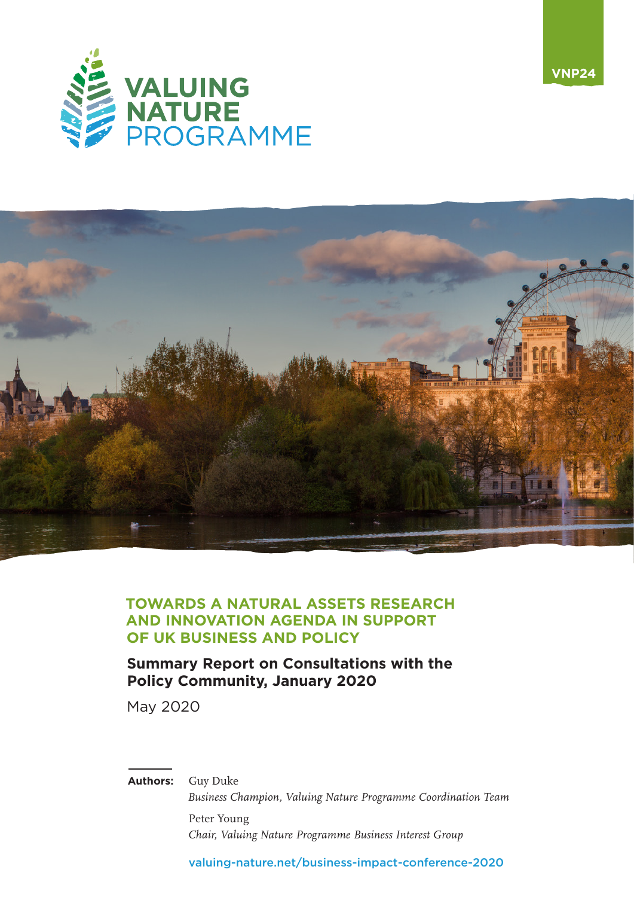VNP24

VALUING NATURE PROGRAMME

# TOWARDS A NATURAL ASSETS RESEARCH AND INNOVATION AGENDA IN SUPPORT OF UK BUSINESS AND POLICY

## Summary Report on Consultations with the Policy Community, January 2020

May 2020

**Authors:** Guy Duke
*Business Champion, Valuing Nature Programme Coordination Team*

Peter Young
*Chair, Valuing Nature Programme Business Interest Group*

valuing-nature.net/business-impact-conference-2020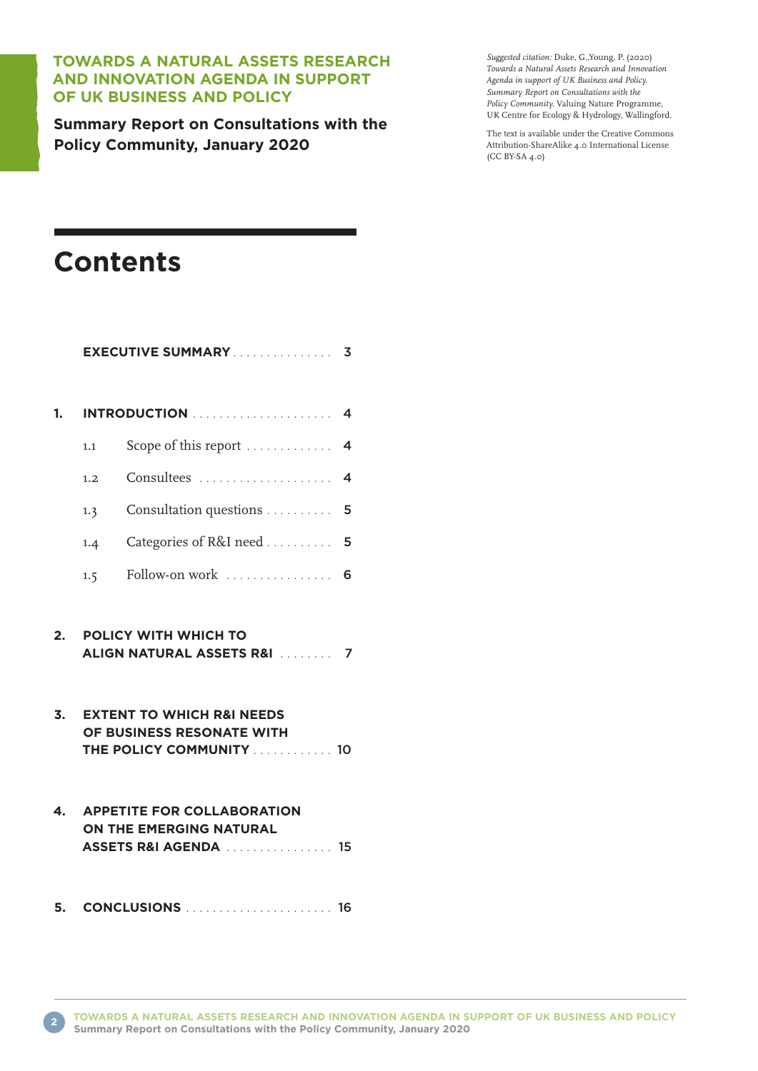**TOWARDS A NATURAL ASSETS RESEARCH AND INNOVATION AGENDA IN SUPPORT OF UK BUSINESS AND POLICY**

**Summary Report on Consultations with the Policy Community, January 2020**

*Suggested citation:* Duke, G.,Young, P. (2020) *Towards a Natural Assets Research and Innovation Agenda in support of UK Business and Policy. Summary Report on Consultations with the Policy Community.* Valuing Nature Programme, UK Centre for Ecology & Hydrology, Wallingford.

The text is available under the Creative Commons Attribution-ShareAlike 4.0 International License (CC BY-SA 4.0)

# Contents

**EXECUTIVE SUMMARY** . . . . . . . . . . . . . . . 3

**1. INTRODUCTION** . . . . . . . . . . . . . . . . . . . . . 4

- 1.1 Scope of this report . . . . . . . . . . . . . 4
- 1.2 Consultees . . . . . . . . . . . . . . . . . . . . 4
- 1.3 Consultation questions . . . . . . . . . . 5
- 1.4 Categories of R&I need . . . . . . . . . . 5
- 1.5 Follow-on work . . . . . . . . . . . . . . . . 6

**2. POLICY WITH WHICH TO ALIGN NATURAL ASSETS R&I** . . . . . . . . 7

**3. EXTENT TO WHICH R&I NEEDS OF BUSINESS RESONATE WITH THE POLICY COMMUNITY** . . . . . . . . . . . . 10

**4. APPETITE FOR COLLABORATION ON THE EMERGING NATURAL ASSETS R&I AGENDA** . . . . . . . . . . . . . . . . 15

**5. CONCLUSIONS** . . . . . . . . . . . . . . . . . . . . . . 16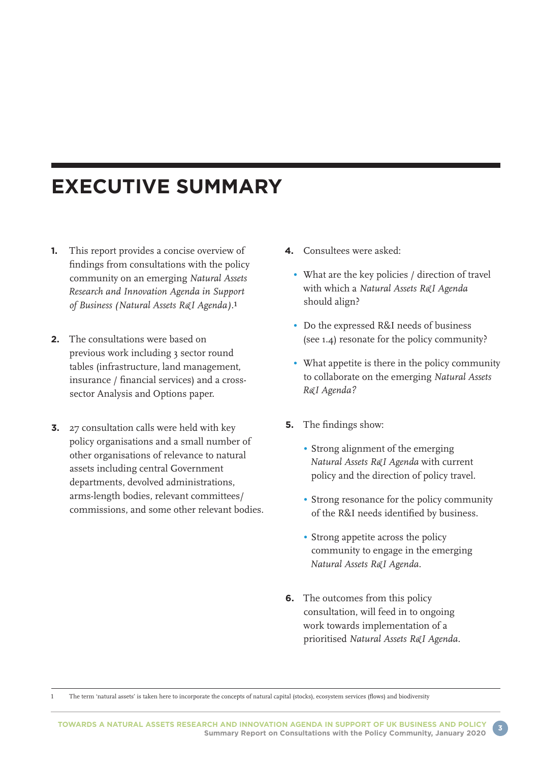# EXECUTIVE SUMMARY

1. This report provides a concise overview of findings from consultations with the policy community on an emerging *Natural Assets Research and Innovation Agenda in Support of Business (Natural Assets R&I Agenda)*.[1]

2. The consultations were based on previous work including 3 sector round tables (infrastructure, land management, insurance / financial services) and a cross-sector Analysis and Options paper.

3. 27 consultation calls were held with key policy organisations and a small number of other organisations of relevance to natural assets including central Government departments, devolved administrations, arms-length bodies, relevant committees/ commissions, and some other relevant bodies.

4. Consultees were asked:
   - What are the key policies / direction of travel with which a *Natural Assets R&I Agenda* should align?
   - Do the expressed R&I needs of business (see 1.4) resonate for the policy community?
   - What appetite is there in the policy community to collaborate on the emerging *Natural Assets R&I Agenda?*

5. The findings show:
   - Strong alignment of the emerging *Natural Assets R&I Agenda* with current policy and the direction of policy travel.
   - Strong resonance for the policy community of the R&I needs identified by business.
   - Strong appetite across the policy community to engage in the emerging *Natural Assets R&I Agenda*.

6. The outcomes from this policy consultation, will feed in to ongoing work towards implementation of a prioritised *Natural Assets R&I Agenda*.

---

1 The term 'natural assets' is taken here to incorporate the concepts of natural capital (stocks), ecosystem services (flows) and biodiversity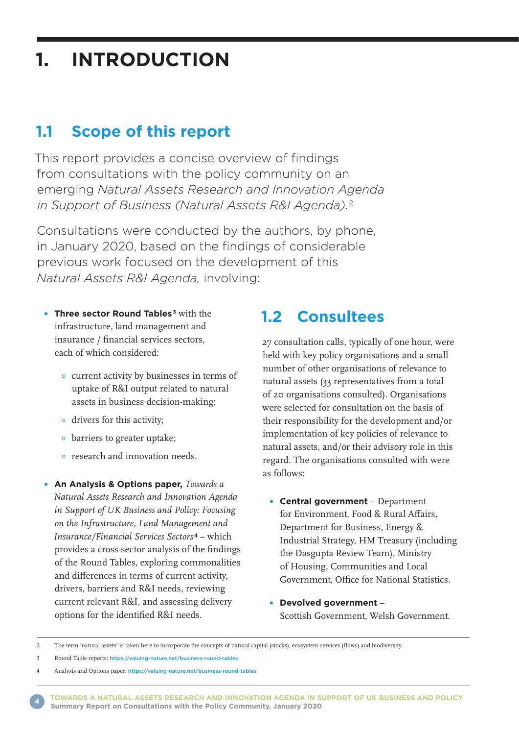# 1. INTRODUCTION

## 1.1 Scope of this report

This report provides a concise overview of findings from consultations with the policy community on an emerging *Natural Assets Research and Innovation Agenda in Support of Business (Natural Assets R&I Agenda).*[2]

Consultations were conducted by the authors, by phone, in January 2020, based on the findings of considerable previous work focused on the development of this *Natural Assets R&I Agenda,* involving:

- **Three sector Round Tables**[3] with the infrastructure, land management and insurance / financial services sectors, each of which considered:
  - current activity by businesses in terms of uptake of R&I output related to natural assets in business decision-making;
  - drivers for this activity;
  - barriers to greater uptake;
  - research and innovation needs.
- **An Analysis & Options paper,** *Towards a Natural Assets Research and Innovation Agenda in Support of UK Business and Policy: Focusing on the Infrastructure, Land Management and Insurance/Financial Services Sectors*[4] – which provides a cross-sector analysis of the findings of the Round Tables, exploring commonalities and differences in terms of current activity, drivers, barriers and R&I needs, reviewing current relevant R&I, and assessing delivery options for the identified R&I needs.

## 1.2 Consultees

27 consultation calls, typically of one hour, were held with key policy organisations and a small number of other organisations of relevance to natural assets (33 representatives from a total of 20 organisations consulted). Organisations were selected for consultation on the basis of their responsibility for the development and/or implementation of key policies of relevance to natural assets, and/or their advisory role in this regard. The organisations consulted with were as follows:

- **Central government** – Department for Environment, Food & Rural Affairs, Department for Business, Energy & Industrial Strategy, HM Treasury (including the Dasgupta Review Team), Ministry of Housing, Communities and Local Government, Office for National Statistics.
- **Devolved government** – Scottish Government, Welsh Government.

---

2 The term 'natural assets' is taken here to incorporate the concepts of natural capital (stocks), ecosystem services (flows) and biodiversity.

3 Round Table reports: https://valuing-nature.net/business-round-tables

4 Analysis and Options paper: https://valuing-nature.net/business-round-tables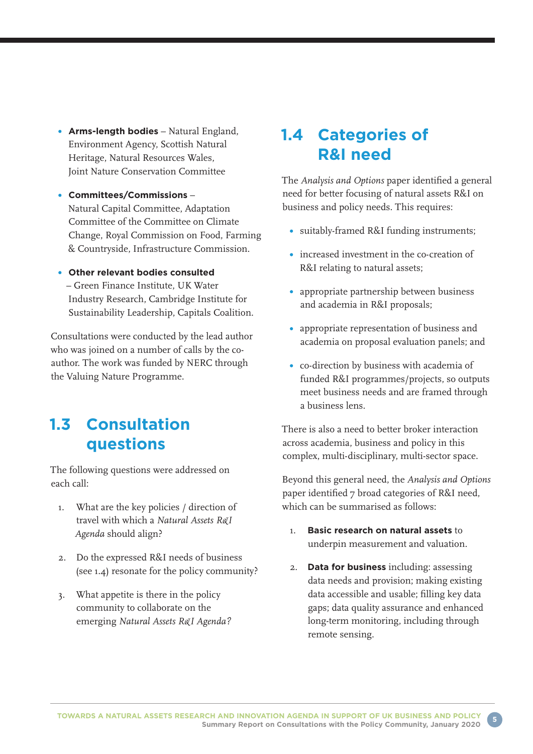- **Arms-length bodies** – Natural England, Environment Agency, Scottish Natural Heritage, Natural Resources Wales, Joint Nature Conservation Committee

- **Committees/Commissions** – Natural Capital Committee, Adaptation Committee of the Committee on Climate Change, Royal Commission on Food, Farming & Countryside, Infrastructure Commission.

- **Other relevant bodies consulted** – Green Finance Institute, UK Water Industry Research, Cambridge Institute for Sustainability Leadership, Capitals Coalition.

Consultations were conducted by the lead author who was joined on a number of calls by the co-author. The work was funded by NERC through the Valuing Nature Programme.

## 1.3 Consultation questions

The following questions were addressed on each call:

1. What are the key policies / direction of travel with which a *Natural Assets R&I Agenda* should align?
2. Do the expressed R&I needs of business (see 1.4) resonate for the policy community?
3. What appetite is there in the policy community to collaborate on the emerging *Natural Assets R&I Agenda*?

## 1.4 Categories of R&I need

The *Analysis and Options* paper identified a general need for better focusing of natural assets R&I on business and policy needs. This requires:

- suitably-framed R&I funding instruments;
- increased investment in the co-creation of R&I relating to natural assets;
- appropriate partnership between business and academia in R&I proposals;
- appropriate representation of business and academia on proposal evaluation panels; and
- co-direction by business with academia of funded R&I programmes/projects, so outputs meet business needs and are framed through a business lens.

There is also a need to better broker interaction across academia, business and policy in this complex, multi-disciplinary, multi-sector space.

Beyond this general need, the *Analysis and Options* paper identified 7 broad categories of R&I need, which can be summarised as follows:

1. **Basic research on natural assets** to underpin measurement and valuation.
2. **Data for business** including: assessing data needs and provision; making existing data accessible and usable; filling key data gaps; data quality assurance and enhanced long-term monitoring, including through remote sensing.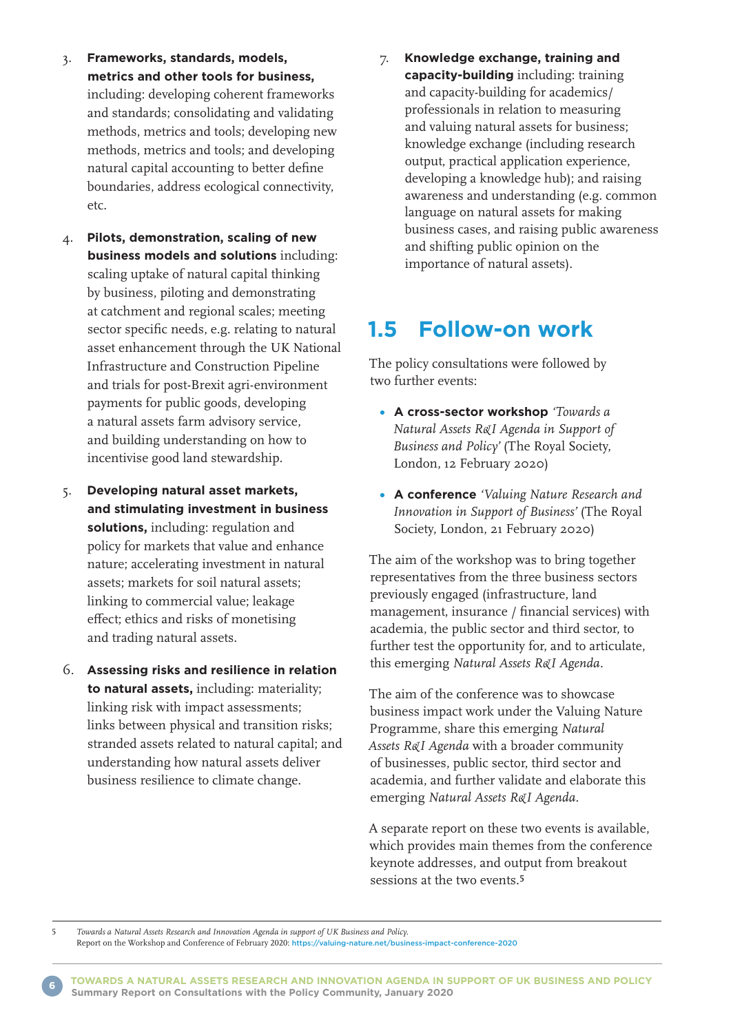3. **Frameworks, standards, models, metrics and other tools for business,** including: developing coherent frameworks and standards; consolidating and validating methods, metrics and tools; developing new methods, metrics and tools; and developing natural capital accounting to better define boundaries, address ecological connectivity, etc.

4. **Pilots, demonstration, scaling of new business models and solutions** including: scaling uptake of natural capital thinking by business, piloting and demonstrating at catchment and regional scales; meeting sector specific needs, e.g. relating to natural asset enhancement through the UK National Infrastructure and Construction Pipeline and trials for post-Brexit agri-environment payments for public goods, developing a natural assets farm advisory service, and building understanding on how to incentivise good land stewardship.

5. **Developing natural asset markets, and stimulating investment in business solutions,** including: regulation and policy for markets that value and enhance nature; accelerating investment in natural assets; markets for soil natural assets; linking to commercial value; leakage effect; ethics and risks of monetising and trading natural assets.

6. **Assessing risks and resilience in relation to natural assets,** including: materiality; linking risk with impact assessments; links between physical and transition risks; stranded assets related to natural capital; and understanding how natural assets deliver business resilience to climate change.

7. **Knowledge exchange, training and capacity-building** including: training and capacity-building for academics/ professionals in relation to measuring and valuing natural assets for business; knowledge exchange (including research output, practical application experience, developing a knowledge hub); and raising awareness and understanding (e.g. common language on natural assets for making business cases, and raising public awareness and shifting public opinion on the importance of natural assets).

## 1.5 Follow-on work

The policy consultations were followed by two further events:

- **A cross-sector workshop** *'Towards a Natural Assets R&I Agenda in Support of Business and Policy'* (The Royal Society, London, 12 February 2020)
- **A conference** *'Valuing Nature Research and Innovation in Support of Business'* (The Royal Society, London, 21 February 2020)

The aim of the workshop was to bring together representatives from the three business sectors previously engaged (infrastructure, land management, insurance / financial services) with academia, the public sector and third sector, to further test the opportunity for, and to articulate, this emerging *Natural Assets R&I Agenda*.

The aim of the conference was to showcase business impact work under the Valuing Nature Programme, share this emerging *Natural Assets R&I Agenda* with a broader community of businesses, public sector, third sector and academia, and further validate and elaborate this emerging *Natural Assets R&I Agenda*.

A separate report on these two events is available, which provides main themes from the conference keynote addresses, and output from breakout sessions at the two events.[5]

---

[5] *Towards a Natural Assets Research and Innovation Agenda in support of UK Business and Policy.* Report on the Workshop and Conference of February 2020: https://valuing-nature.net/business-impact-conference-2020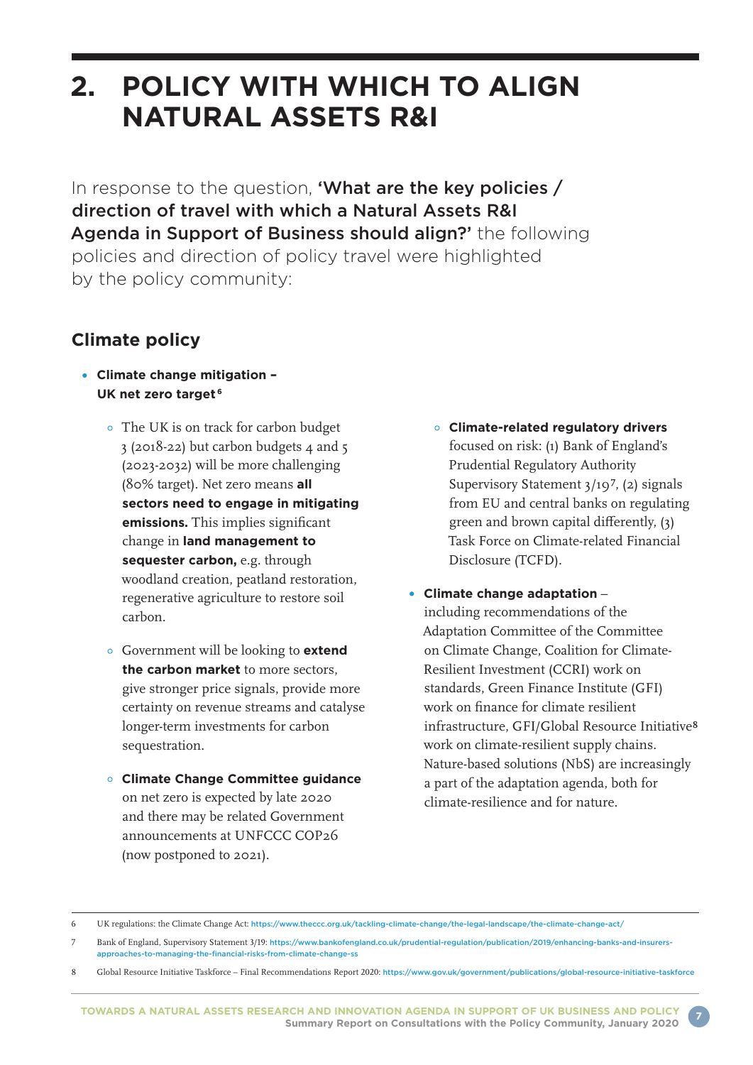# 2. POLICY WITH WHICH TO ALIGN NATURAL ASSETS R&I

In response to the question, **'What are the key policies / direction of travel with which a Natural Assets R&I Agenda in Support of Business should align?'** the following policies and direction of policy travel were highlighted by the policy community:

## Climate policy

- **Climate change mitigation – UK net zero target**[6]
  - The UK is on track for carbon budget 3 (2018-22) but carbon budgets 4 and 5 (2023-2032) will be more challenging (80% target). Net zero means **all sectors need to engage in mitigating emissions.** This implies significant change in **land management to sequester carbon,** e.g. through woodland creation, peatland restoration, regenerative agriculture to restore soil carbon.
  - Government will be looking to **extend the carbon market** to more sectors, give stronger price signals, provide more certainty on revenue streams and catalyse longer-term investments for carbon sequestration.
  - **Climate Change Committee guidance** on net zero is expected by late 2020 and there may be related Government announcements at UNFCCC COP26 (now postponed to 2021).
  - **Climate-related regulatory drivers** focused on risk: (1) Bank of England's Prudential Regulatory Authority Supervisory Statement 3/19[7], (2) signals from EU and central banks on regulating green and brown capital differently, (3) Task Force on Climate-related Financial Disclosure (TCFD).
- **Climate change adaptation** – including recommendations of the Adaptation Committee of the Committee on Climate Change, Coalition for Climate-Resilient Investment (CCRI) work on standards, Green Finance Institute (GFI) work on finance for climate resilient infrastructure, GFI/Global Resource Initiative[8] work on climate-resilient supply chains. Nature-based solutions (NbS) are increasingly a part of the adaptation agenda, both for climate-resilience and for nature.

---

6 UK regulations: the Climate Change Act: https://www.theccc.org.uk/tackling-climate-change/the-legal-landscape/the-climate-change-act/

7 Bank of England, Supervisory Statement 3/19: https://www.bankofengland.co.uk/prudential-regulation/publication/2019/enhancing-banks-and-insurers-approaches-to-managing-the-financial-risks-from-climate-change-ss

8 Global Resource Initiative Taskforce – Final Recommendations Report 2020: https://www.gov.uk/government/publications/global-resource-initiative-taskforce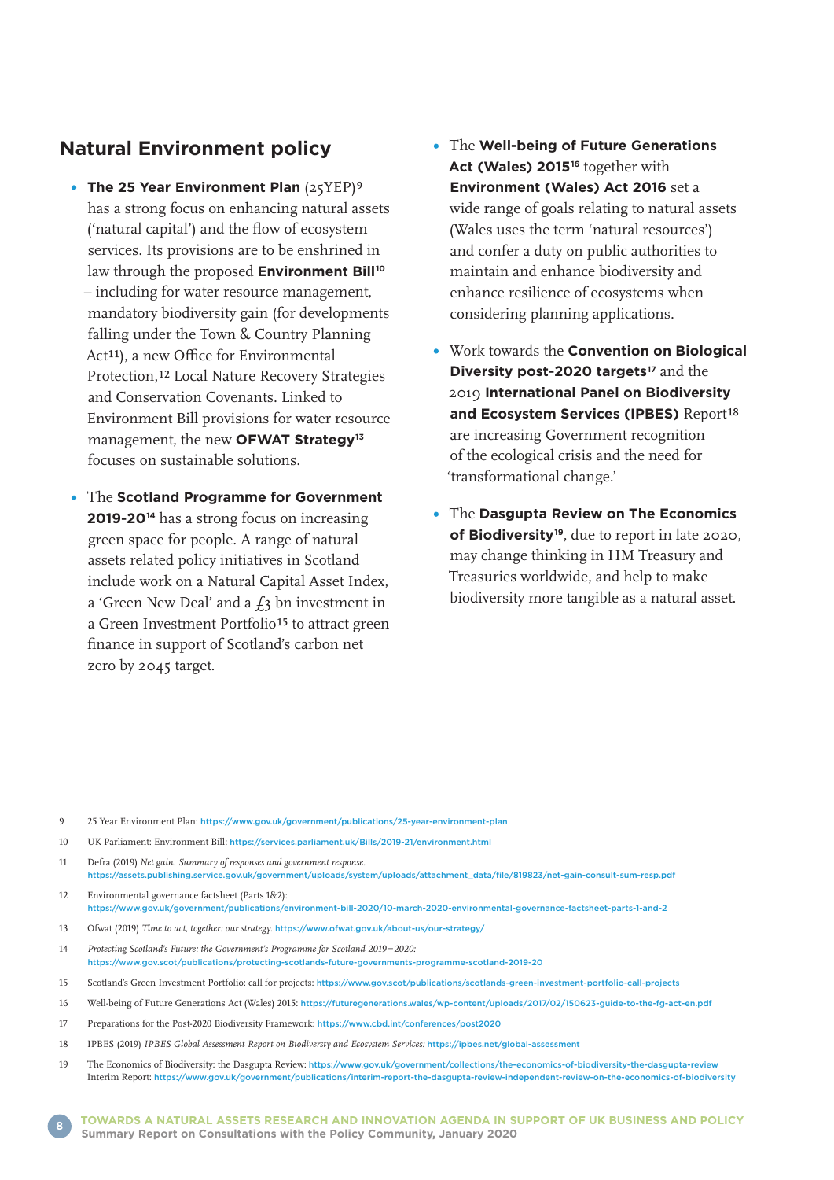## Natural Environment policy

- **The 25 Year Environment Plan** (25YEP)[9] has a strong focus on enhancing natural assets ('natural capital') and the flow of ecosystem services. Its provisions are to be enshrined in law through the proposed **Environment Bill**[10] – including for water resource management, mandatory biodiversity gain (for developments falling under the Town & Country Planning Act[11]), a new Office for Environmental Protection,[12] Local Nature Recovery Strategies and Conservation Covenants. Linked to Environment Bill provisions for water resource management, the new **OFWAT Strategy**[13] focuses on sustainable solutions.
- The **Scotland Programme for Government 2019-20**[14] has a strong focus on increasing green space for people. A range of natural assets related policy initiatives in Scotland include work on a Natural Capital Asset Index, a 'Green New Deal' and a £3 bn investment in a Green Investment Portfolio[15] to attract green finance in support of Scotland's carbon net zero by 2045 target.
- The **Well-being of Future Generations Act (Wales) 2015**[16] together with **Environment (Wales) Act 2016** set a wide range of goals relating to natural assets (Wales uses the term 'natural resources') and confer a duty on public authorities to maintain and enhance biodiversity and enhance resilience of ecosystems when considering planning applications.
- Work towards the **Convention on Biological Diversity post-2020 targets**[17] and the 2019 **International Panel on Biodiversity and Ecosystem Services (IPBES)** Report[18] are increasing Government recognition of the ecological crisis and the need for 'transformational change.'
- The **Dasgupta Review on The Economics of Biodiversity**[19], due to report in late 2020, may change thinking in HM Treasury and Treasuries worldwide, and help to make biodiversity more tangible as a natural asset.

---

9 25 Year Environment Plan: https://www.gov.uk/government/publications/25-year-environment-plan

10 UK Parliament: Environment Bill: https://services.parliament.uk/Bills/2019-21/environment.html

11 Defra (2019) *Net gain. Summary of responses and government response.* https://assets.publishing.service.gov.uk/government/uploads/system/uploads/attachment_data/file/819823/net-gain-consult-sum-resp.pdf

12 Environmental governance factsheet (Parts 1&2): https://www.gov.uk/government/publications/environment-bill-2020/10-march-2020-environmental-governance-factsheet-parts-1-and-2

13 Ofwat (2019) *Time to act, together: our strategy.* https://www.ofwat.gov.uk/about-us/our-strategy/

14 *Protecting Scotland's Future: the Government's Programme for Scotland 2019–2020:* https://www.gov.scot/publications/protecting-scotlands-future-governments-programme-scotland-2019-20

15 Scotland's Green Investment Portfolio: call for projects: https://www.gov.scot/publications/scotlands-green-investment-portfolio-call-projects

16 Well-being of Future Generations Act (Wales) 2015: https://futuregenerations.wales/wp-content/uploads/2017/02/150623-guide-to-the-fg-act-en.pdf

17 Preparations for the Post-2020 Biodiversity Framework: https://www.cbd.int/conferences/post2020

18 IPBES (2019) *IPBES Global Assessment Report on Biodiversty and Ecosystem Services:* https://ipbes.net/global-assessment

19 The Economics of Biodiversity: the Dasgupta Review: https://www.gov.uk/government/collections/the-economics-of-biodiversity-the-dasgupta-review
Interim Report: https://www.gov.uk/government/publications/interim-report-the-dasgupta-review-independent-review-on-the-economics-of-biodiversity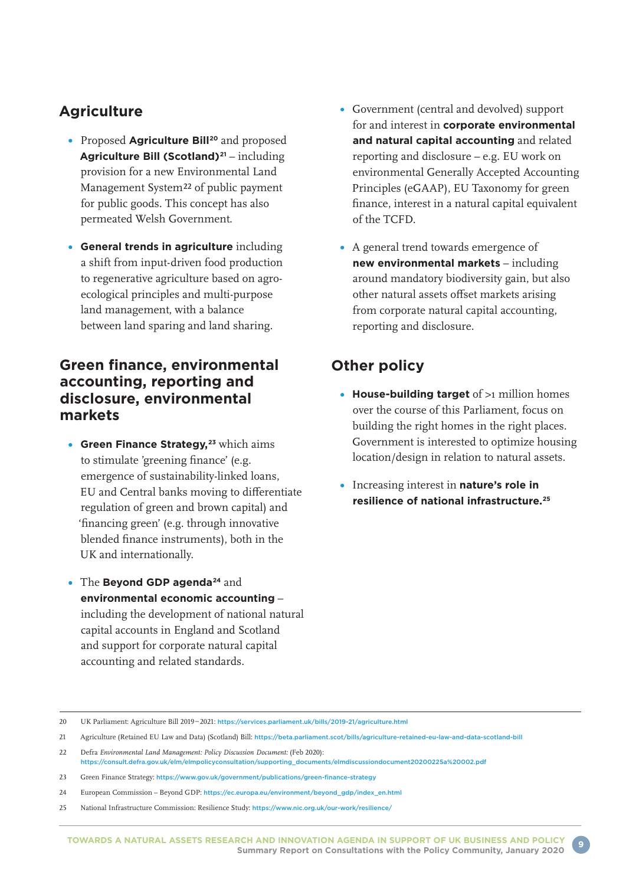## Agriculture

- Proposed **Agriculture Bill**[20] and proposed **Agriculture Bill (Scotland)**[21] – including provision for a new Environmental Land Management System[22] of public payment for public goods. This concept has also permeated Welsh Government.

- **General trends in agriculture** including a shift from input-driven food production to regenerative agriculture based on agro-ecological principles and multi-purpose land management, with a balance between land sparing and land sharing.

## Green finance, environmental accounting, reporting and disclosure, environmental markets

- **Green Finance Strategy,**[23] which aims to stimulate 'greening finance' (e.g. emergence of sustainability-linked loans, EU and Central banks moving to differentiate regulation of green and brown capital) and 'financing green' (e.g. through innovative blended finance instruments), both in the UK and internationally.

- The **Beyond GDP agenda**[24] and **environmental economic accounting** – including the development of national natural capital accounts in England and Scotland and support for corporate natural capital accounting and related standards.

- Government (central and devolved) support for and interest in **corporate environmental and natural capital accounting** and related reporting and disclosure – e.g. EU work on environmental Generally Accepted Accounting Principles (eGAAP), EU Taxonomy for green finance, interest in a natural capital equivalent of the TCFD.

- A general trend towards emergence of **new environmental markets** – including around mandatory biodiversity gain, but also other natural assets offset markets arising from corporate natural capital accounting, reporting and disclosure.

## Other policy

- **House-building target** of >1 million homes over the course of this Parliament, focus on building the right homes in the right places. Government is interested to optimize housing location/design in relation to natural assets.

- Increasing interest in **nature's role in resilience of national infrastructure.**[25]

---

20 UK Parliament: Agriculture Bill 2019–2021: https://services.parliament.uk/bills/2019-21/agriculture.html

21 Agriculture (Retained EU Law and Data) (Scotland) Bill: https://beta.parliament.scot/bills/agriculture-retained-eu-law-and-data-scotland-bill

22 Defra *Environmental Land Management: Policy Discussion Document:* (Feb 2020): https://consult.defra.gov.uk/elm/elmpolicyconsultation/supporting_documents/elmdiscussiondocument20200225a%20002.pdf

23 Green Finance Strategy: https://www.gov.uk/government/publications/green-finance-strategy

24 European Commission – Beyond GDP: https://ec.europa.eu/environment/beyond_gdp/index_en.html

25 National Infrastructure Commission: Resilience Study: https://www.nic.org.uk/our-work/resilience/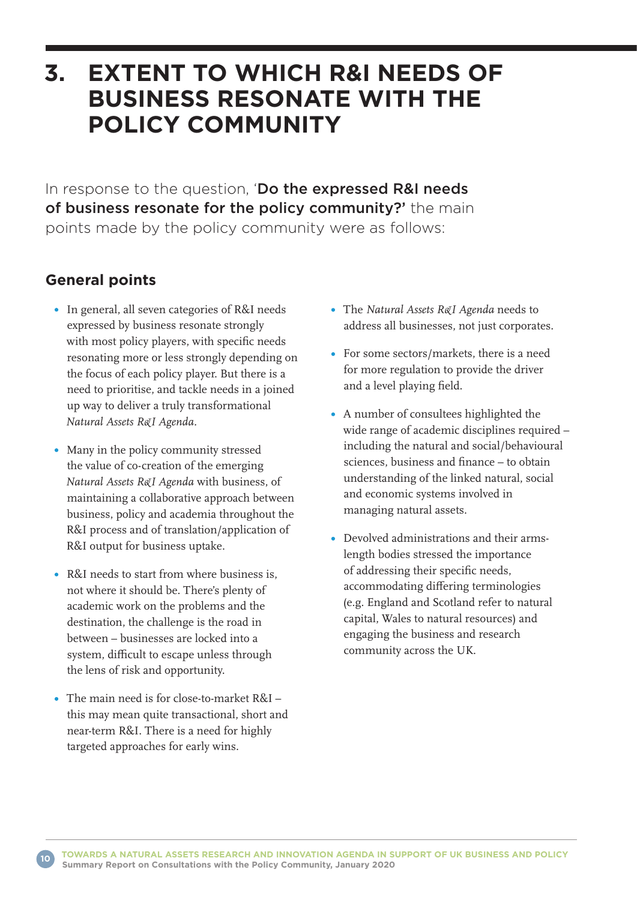# 3. EXTENT TO WHICH R&I NEEDS OF BUSINESS RESONATE WITH THE POLICY COMMUNITY

In response to the question, '**Do the expressed R&I needs of business resonate for the policy community?'** the main points made by the policy community were as follows:

## General points

- In general, all seven categories of R&I needs expressed by business resonate strongly with most policy players, with specific needs resonating more or less strongly depending on the focus of each policy player. But there is a need to prioritise, and tackle needs in a joined up way to deliver a truly transformational *Natural Assets R&I Agenda*.
- Many in the policy community stressed the value of co-creation of the emerging *Natural Assets R&I Agenda* with business, of maintaining a collaborative approach between business, policy and academia throughout the R&I process and of translation/application of R&I output for business uptake.
- R&I needs to start from where business is, not where it should be. There's plenty of academic work on the problems and the destination, the challenge is the road in between – businesses are locked into a system, difficult to escape unless through the lens of risk and opportunity.
- The main need is for close-to-market R&I – this may mean quite transactional, short and near-term R&I. There is a need for highly targeted approaches for early wins.
- The *Natural Assets R&I Agenda* needs to address all businesses, not just corporates.
- For some sectors/markets, there is a need for more regulation to provide the driver and a level playing field.
- A number of consultees highlighted the wide range of academic disciplines required – including the natural and social/behavioural sciences, business and finance – to obtain understanding of the linked natural, social and economic systems involved in managing natural assets.
- Devolved administrations and their arms-length bodies stressed the importance of addressing their specific needs, accommodating differing terminologies (e.g. England and Scotland refer to natural capital, Wales to natural resources) and engaging the business and research community across the UK.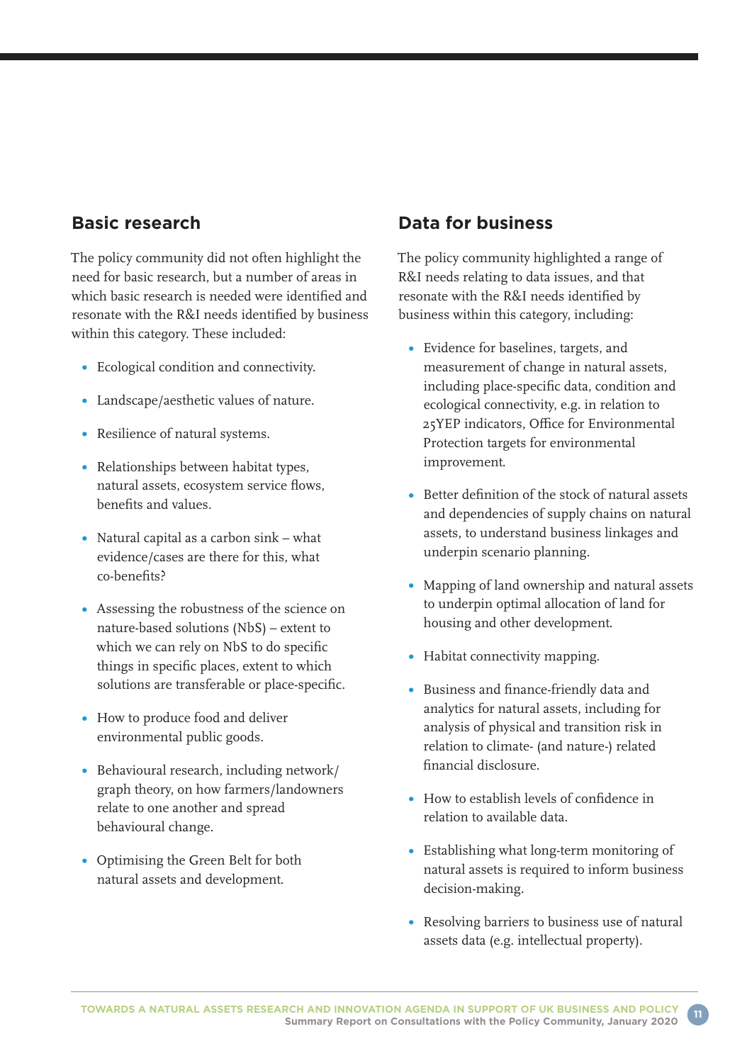## Basic research

The policy community did not often highlight the need for basic research, but a number of areas in which basic research is needed were identified and resonate with the R&I needs identified by business within this category. These included:

- Ecological condition and connectivity.
- Landscape/aesthetic values of nature.
- Resilience of natural systems.
- Relationships between habitat types, natural assets, ecosystem service flows, benefits and values.
- Natural capital as a carbon sink – what evidence/cases are there for this, what co-benefits?
- Assessing the robustness of the science on nature-based solutions (NbS) – extent to which we can rely on NbS to do specific things in specific places, extent to which solutions are transferable or place-specific.
- How to produce food and deliver environmental public goods.
- Behavioural research, including network/graph theory, on how farmers/landowners relate to one another and spread behavioural change.
- Optimising the Green Belt for both natural assets and development.

## Data for business

The policy community highlighted a range of R&I needs relating to data issues, and that resonate with the R&I needs identified by business within this category, including:

- Evidence for baselines, targets, and measurement of change in natural assets, including place-specific data, condition and ecological connectivity, e.g. in relation to 25YEP indicators, Office for Environmental Protection targets for environmental improvement.
- Better definition of the stock of natural assets and dependencies of supply chains on natural assets, to understand business linkages and underpin scenario planning.
- Mapping of land ownership and natural assets to underpin optimal allocation of land for housing and other development.
- Habitat connectivity mapping.
- Business and finance-friendly data and analytics for natural assets, including for analysis of physical and transition risk in relation to climate- (and nature-) related financial disclosure.
- How to establish levels of confidence in relation to available data.
- Establishing what long-term monitoring of natural assets is required to inform business decision-making.
- Resolving barriers to business use of natural assets data (e.g. intellectual property).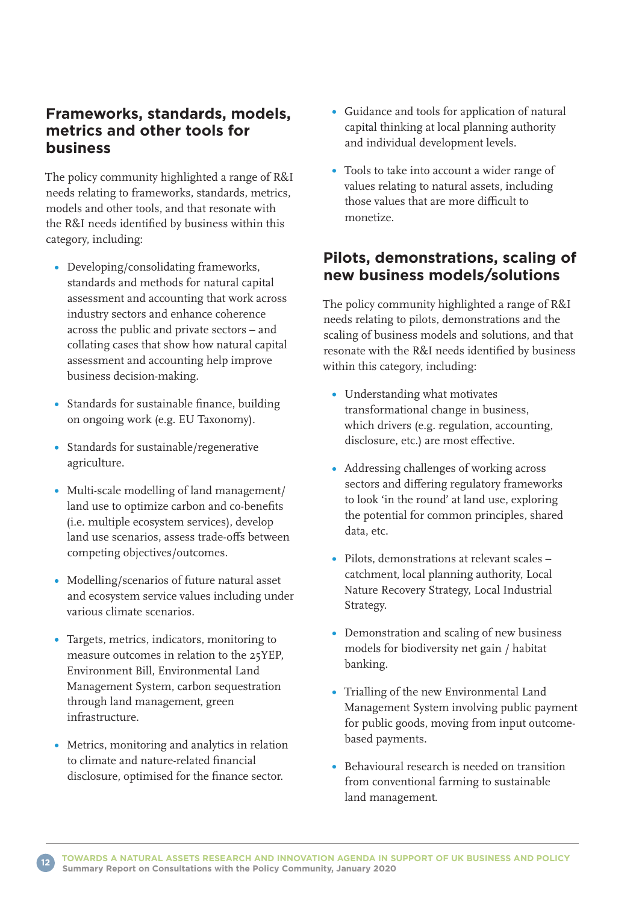## Frameworks, standards, models, metrics and other tools for business

The policy community highlighted a range of R&I needs relating to frameworks, standards, metrics, models and other tools, and that resonate with the R&I needs identified by business within this category, including:

- Developing/consolidating frameworks, standards and methods for natural capital assessment and accounting that work across industry sectors and enhance coherence across the public and private sectors – and collating cases that show how natural capital assessment and accounting help improve business decision-making.
- Standards for sustainable finance, building on ongoing work (e.g. EU Taxonomy).
- Standards for sustainable/regenerative agriculture.
- Multi-scale modelling of land management/ land use to optimize carbon and co-benefits (i.e. multiple ecosystem services), develop land use scenarios, assess trade-offs between competing objectives/outcomes.
- Modelling/scenarios of future natural asset and ecosystem service values including under various climate scenarios.
- Targets, metrics, indicators, monitoring to measure outcomes in relation to the 25YEP, Environment Bill, Environmental Land Management System, carbon sequestration through land management, green infrastructure.
- Metrics, monitoring and analytics in relation to climate and nature-related financial disclosure, optimised for the finance sector.
- Guidance and tools for application of natural capital thinking at local planning authority and individual development levels.
- Tools to take into account a wider range of values relating to natural assets, including those values that are more difficult to monetize.

## Pilots, demonstrations, scaling of new business models/solutions

The policy community highlighted a range of R&I needs relating to pilots, demonstrations and the scaling of business models and solutions, and that resonate with the R&I needs identified by business within this category, including:

- Understanding what motivates transformational change in business, which drivers (e.g. regulation, accounting, disclosure, etc.) are most effective.
- Addressing challenges of working across sectors and differing regulatory frameworks to look 'in the round' at land use, exploring the potential for common principles, shared data, etc.
- Pilots, demonstrations at relevant scales – catchment, local planning authority, Local Nature Recovery Strategy, Local Industrial Strategy.
- Demonstration and scaling of new business models for biodiversity net gain / habitat banking.
- Trialling of the new Environmental Land Management System involving public payment for public goods, moving from input outcome-based payments.
- Behavioural research is needed on transition from conventional farming to sustainable land management.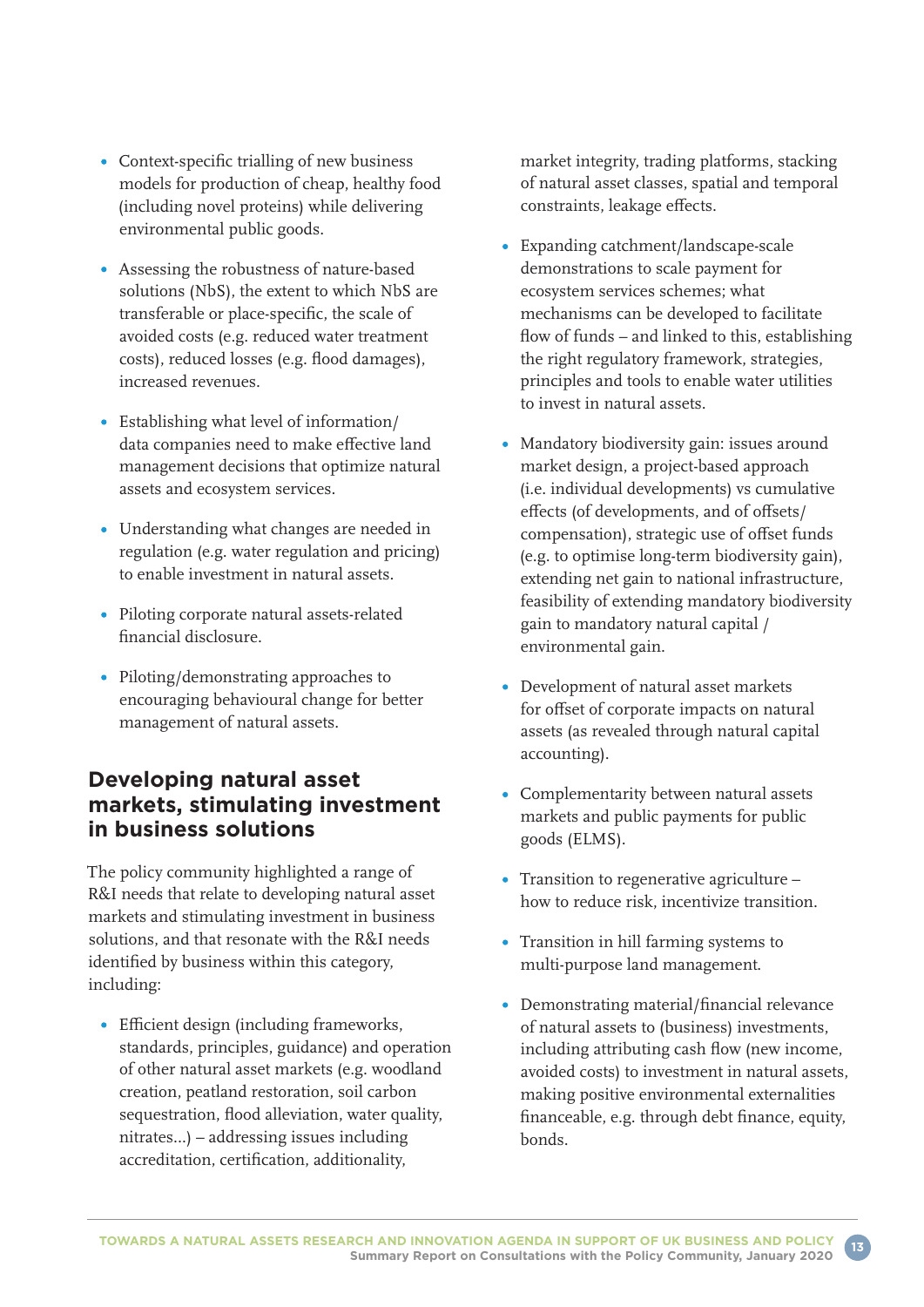- Context-specific trialling of new business models for production of cheap, healthy food (including novel proteins) while delivering environmental public goods.
- Assessing the robustness of nature-based solutions (NbS), the extent to which NbS are transferable or place-specific, the scale of avoided costs (e.g. reduced water treatment costs), reduced losses (e.g. flood damages), increased revenues.
- Establishing what level of information/ data companies need to make effective land management decisions that optimize natural assets and ecosystem services.
- Understanding what changes are needed in regulation (e.g. water regulation and pricing) to enable investment in natural assets.
- Piloting corporate natural assets-related financial disclosure.
- Piloting/demonstrating approaches to encouraging behavioural change for better management of natural assets.

## Developing natural asset markets, stimulating investment in business solutions

The policy community highlighted a range of R&I needs that relate to developing natural asset markets and stimulating investment in business solutions, and that resonate with the R&I needs identified by business within this category, including:

- Efficient design (including frameworks, standards, principles, guidance) and operation of other natural asset markets (e.g. woodland creation, peatland restoration, soil carbon sequestration, flood alleviation, water quality, nitrates...) – addressing issues including accreditation, certification, additionality, market integrity, trading platforms, stacking of natural asset classes, spatial and temporal constraints, leakage effects.
- Expanding catchment/landscape-scale demonstrations to scale payment for ecosystem services schemes; what mechanisms can be developed to facilitate flow of funds – and linked to this, establishing the right regulatory framework, strategies, principles and tools to enable water utilities to invest in natural assets.
- Mandatory biodiversity gain: issues around market design, a project-based approach (i.e. individual developments) vs cumulative effects (of developments, and of offsets/ compensation), strategic use of offset funds (e.g. to optimise long-term biodiversity gain), extending net gain to national infrastructure, feasibility of extending mandatory biodiversity gain to mandatory natural capital / environmental gain.
- Development of natural asset markets for offset of corporate impacts on natural assets (as revealed through natural capital accounting).
- Complementarity between natural assets markets and public payments for public goods (ELMS).
- Transition to regenerative agriculture – how to reduce risk, incentivize transition.
- Transition in hill farming systems to multi-purpose land management.
- Demonstrating material/financial relevance of natural assets to (business) investments, including attributing cash flow (new income, avoided costs) to investment in natural assets, making positive environmental externalities financeable, e.g. through debt finance, equity, bonds.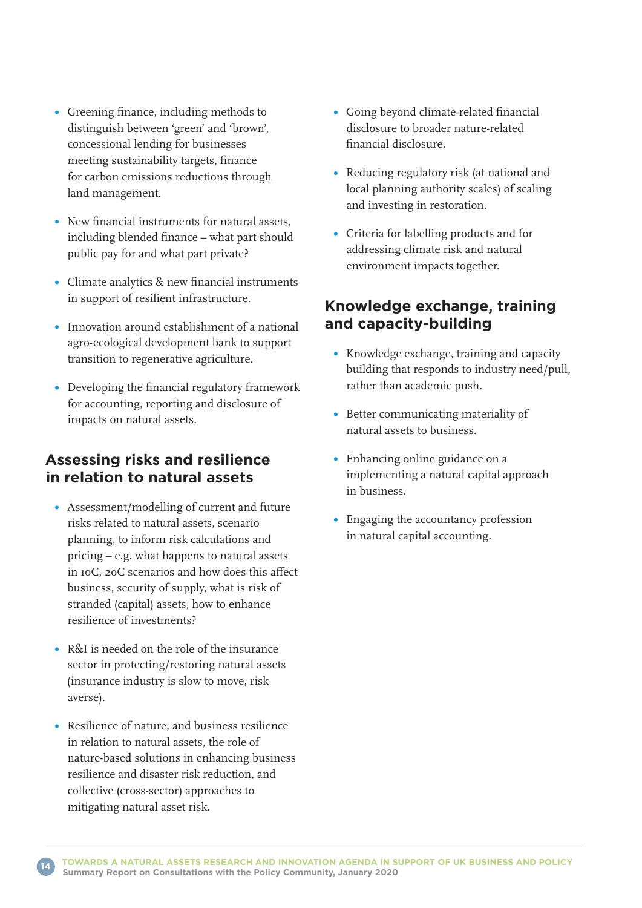- Greening finance, including methods to distinguish between 'green' and 'brown', concessional lending for businesses meeting sustainability targets, finance for carbon emissions reductions through land management.

- New financial instruments for natural assets, including blended finance – what part should public pay for and what part private?

- Climate analytics & new financial instruments in support of resilient infrastructure.

- Innovation around establishment of a national agro-ecological development bank to support transition to regenerative agriculture.

- Developing the financial regulatory framework for accounting, reporting and disclosure of impacts on natural assets.

## Assessing risks and resilience in relation to natural assets

- Assessment/modelling of current and future risks related to natural assets, scenario planning, to inform risk calculations and pricing – e.g. what happens to natural assets in 1oC, 2oC scenarios and how does this affect business, security of supply, what is risk of stranded (capital) assets, how to enhance resilience of investments?

- R&I is needed on the role of the insurance sector in protecting/restoring natural assets (insurance industry is slow to move, risk averse).

- Resilience of nature, and business resilience in relation to natural assets, the role of nature-based solutions in enhancing business resilience and disaster risk reduction, and collective (cross-sector) approaches to mitigating natural asset risk.

- Going beyond climate-related financial disclosure to broader nature-related financial disclosure.

- Reducing regulatory risk (at national and local planning authority scales) of scaling and investing in restoration.

- Criteria for labelling products and for addressing climate risk and natural environment impacts together.

## Knowledge exchange, training and capacity-building

- Knowledge exchange, training and capacity building that responds to industry need/pull, rather than academic push.

- Better communicating materiality of natural assets to business.

- Enhancing online guidance on a implementing a natural capital approach in business.

- Engaging the accountancy profession in natural capital accounting.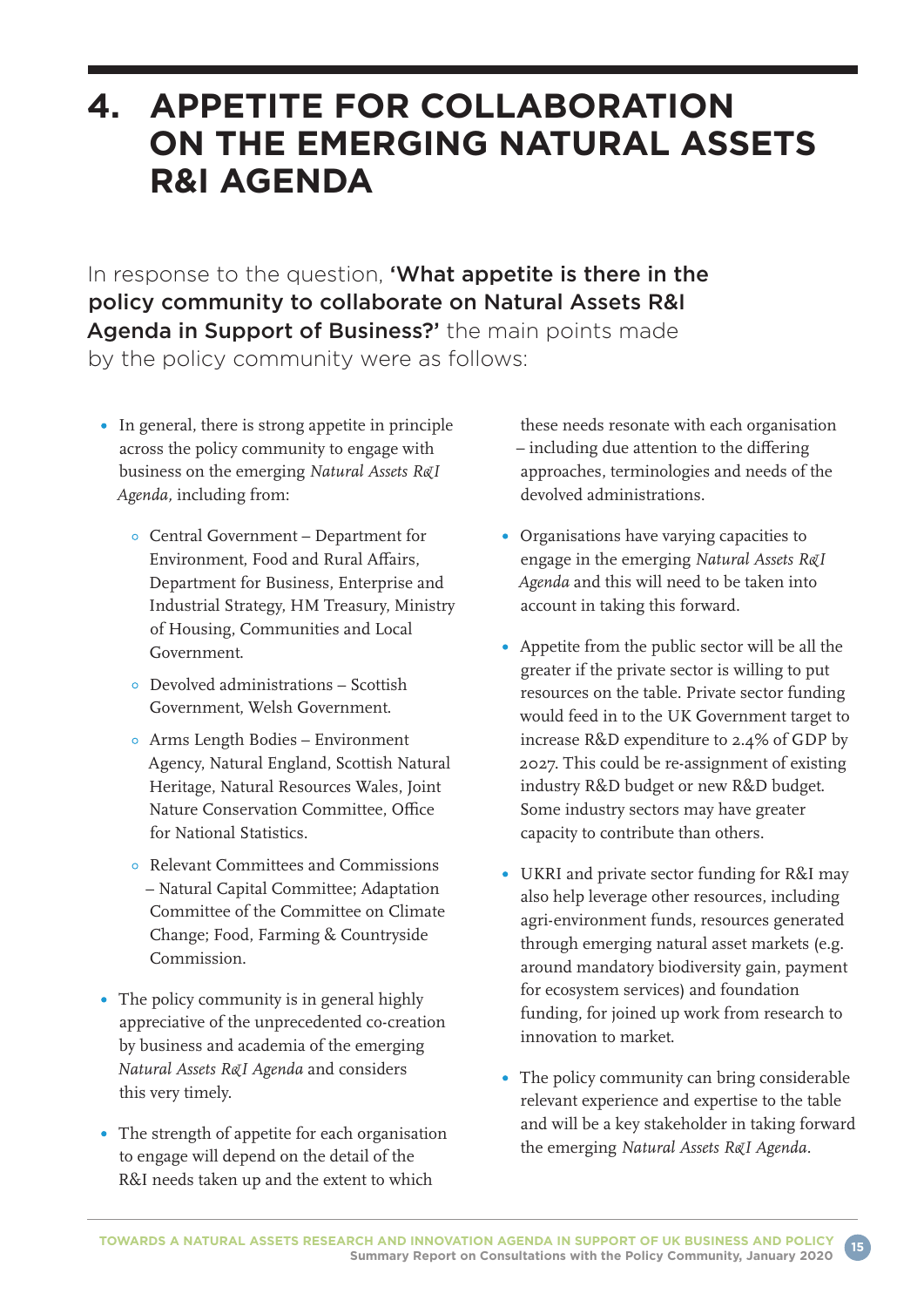# 4. APPETITE FOR COLLABORATION ON THE EMERGING NATURAL ASSETS R&I AGENDA

In response to the question, **'What appetite is there in the policy community to collaborate on Natural Assets R&I Agenda in Support of Business?'** the main points made by the policy community were as follows:

- In general, there is strong appetite in principle across the policy community to engage with business on the emerging *Natural Assets R&I Agenda*, including from:
  - Central Government – Department for Environment, Food and Rural Affairs, Department for Business, Enterprise and Industrial Strategy, HM Treasury, Ministry of Housing, Communities and Local Government.
  - Devolved administrations – Scottish Government, Welsh Government.
  - Arms Length Bodies – Environment Agency, Natural England, Scottish Natural Heritage, Natural Resources Wales, Joint Nature Conservation Committee, Office for National Statistics.
  - Relevant Committees and Commissions – Natural Capital Committee; Adaptation Committee of the Committee on Climate Change; Food, Farming & Countryside Commission.
- The policy community is in general highly appreciative of the unprecedented co-creation by business and academia of the emerging *Natural Assets R&I Agenda* and considers this very timely.
- The strength of appetite for each organisation to engage will depend on the detail of the R&I needs taken up and the extent to which these needs resonate with each organisation – including due attention to the differing approaches, terminologies and needs of the devolved administrations.
- Organisations have varying capacities to engage in the emerging *Natural Assets R&I Agenda* and this will need to be taken into account in taking this forward.
- Appetite from the public sector will be all the greater if the private sector is willing to put resources on the table. Private sector funding would feed in to the UK Government target to increase R&D expenditure to 2.4% of GDP by 2027. This could be re-assignment of existing industry R&D budget or new R&D budget. Some industry sectors may have greater capacity to contribute than others.
- UKRI and private sector funding for R&I may also help leverage other resources, including agri-environment funds, resources generated through emerging natural asset markets (e.g. around mandatory biodiversity gain, payment for ecosystem services) and foundation funding, for joined up work from research to innovation to market.
- The policy community can bring considerable relevant experience and expertise to the table and will be a key stakeholder in taking forward the emerging *Natural Assets R&I Agenda*.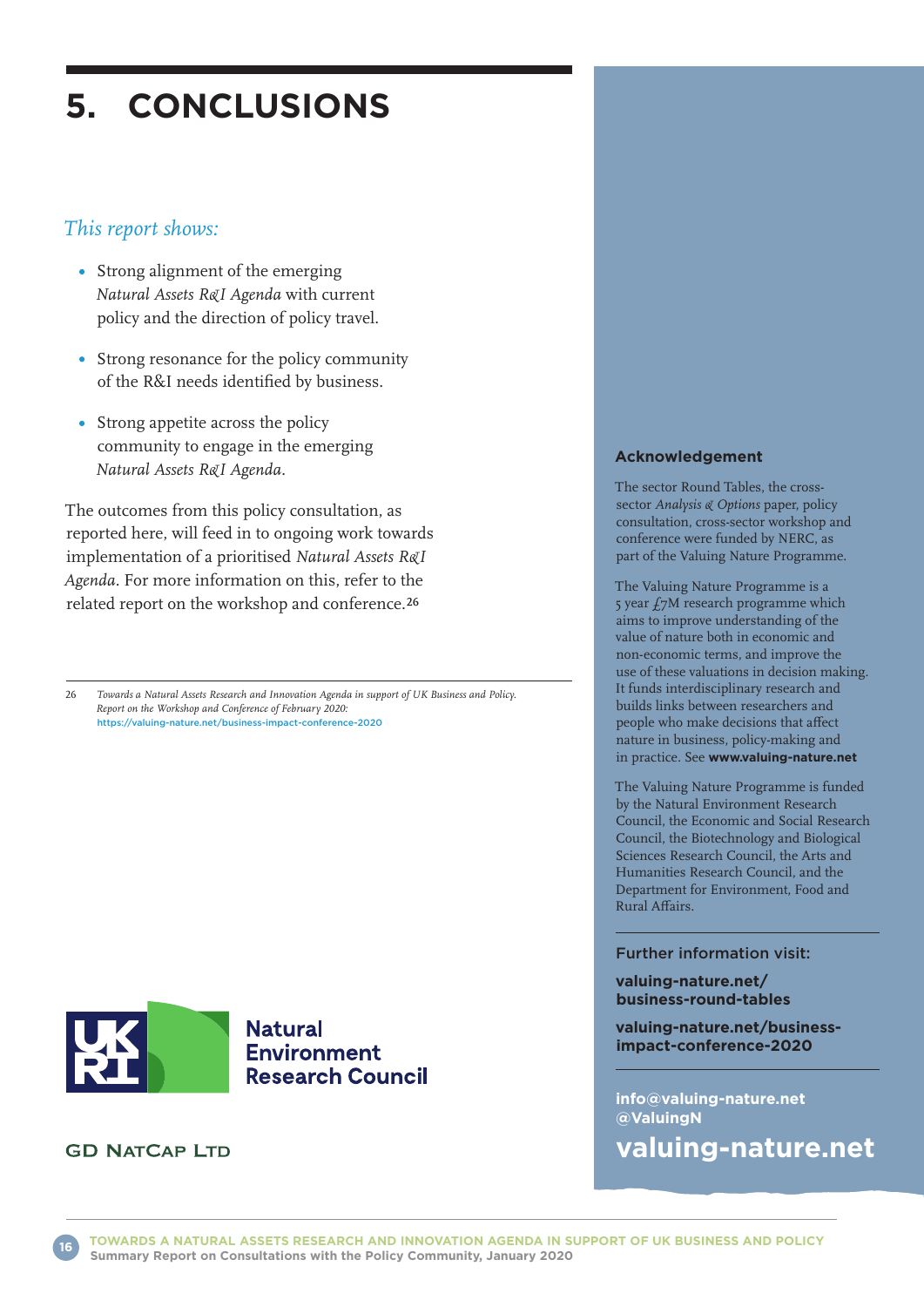# 5. CONCLUSIONS

*This report shows:*

- Strong alignment of the emerging *Natural Assets R&I Agenda* with current policy and the direction of policy travel.
- Strong resonance for the policy community of the R&I needs identified by business.
- Strong appetite across the policy community to engage in the emerging *Natural Assets R&I Agenda*.

The outcomes from this policy consultation, as reported here, will feed in to ongoing work towards implementation of a prioritised *Natural Assets R&I Agenda*. For more information on this, refer to the related report on the workshop and conference.[26]

26 *Towards a Natural Assets Research and Innovation Agenda in support of UK Business and Policy. Report on the Workshop and Conference of February 2020:* https://valuing-nature.net/business-impact-conference-2020

Natural Environment Research Council

GD NatCap Ltd

**Acknowledgement**

The sector Round Tables, the cross-sector *Analysis & Options* paper, policy consultation, cross-sector workshop and conference were funded by NERC, as part of the Valuing Nature Programme.

The Valuing Nature Programme is a 5 year £7M research programme which aims to improve understanding of the value of nature both in economic and non-economic terms, and improve the use of these valuations in decision making. It funds interdisciplinary research and builds links between researchers and people who make decisions that affect nature in business, policy-making and in practice. See **www.valuing-nature.net**

The Valuing Nature Programme is funded by the Natural Environment Research Council, the Economic and Social Research Council, the Biotechnology and Biological Sciences Research Council, the Arts and Humanities Research Council, and the Department for Environment, Food and Rural Affairs.

**Further information visit:**

**valuing-nature.net/business-round-tables**

**valuing-nature.net/business-impact-conference-2020**

**info@valuing-nature.net**
**@ValuingN**

**valuing-nature.net**